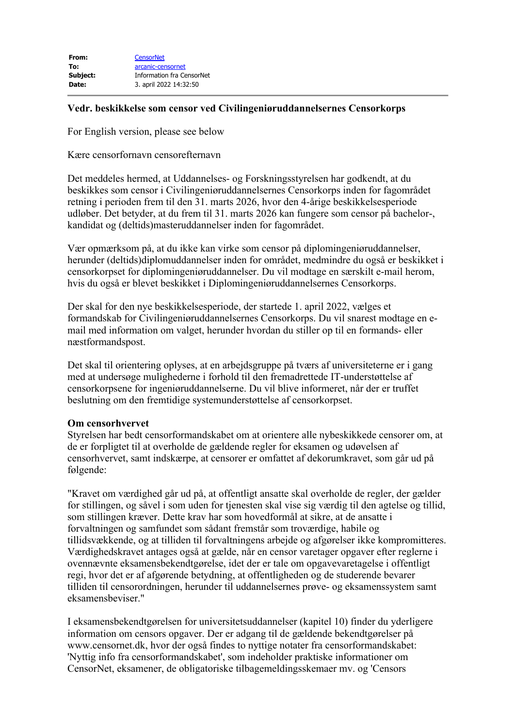**From:** CensorNet
**To:** arcanic-censornet
**Subject:** Information fra CensorNet
**Date:** 3. april 2022 14:32:50

---

**Vedr. beskikkelse som censor ved Civilingeniøruddannelsernes Censorkorps**

For English version, please see below

Kære censorfornavn censorefternavn

Det meddeles hermed, at Uddannelses- og Forskningsstyrelsen har godkendt, at du beskikkes som censor i Civilingeniøruddannelsernes Censorkorps inden for fagområdet retning i perioden frem til den 31. marts 2026, hvor den 4-årige beskikkelsesperiode udløber. Det betyder, at du frem til 31. marts 2026 kan fungere som censor på bachelor-, kandidat og (deltids)masteruddannelser inden for fagområdet.

Vær opmærksom på, at du ikke kan virke som censor på diplomingeniøruddannelser, herunder (deltids)diplomuddannelser inden for området, medmindre du også er beskikket i censorkorpset for diplomingeniøruddannelser. Du vil modtage en særskilt e-mail herom, hvis du også er blevet beskikket i Diplomingeniøruddannelsernes Censorkorps.

Der skal for den nye beskikkelsesperiode, der startede 1. april 2022, vælges et formandskab for Civilingeniøruddannelsernes Censorkorps. Du vil snarest modtage en e-mail med information om valget, herunder hvordan du stiller op til en formands- eller næstformandspost.

Det skal til orientering oplyses, at en arbejdsgruppe på tværs af universiteterne er i gang med at undersøge mulighederne i forhold til den fremadrettede IT-understøttelse af censorkorpsene for ingeniøruddannelserne. Du vil blive informeret, når der er truffet beslutning om den fremtidige systemunderstøttelse af censorkorpset.

**Om censorhvervet**
Styrelsen har bedt censorformandskabet om at orientere alle nybeskikkede censorer om, at de er forpligtet til at overholde de gældende regler for eksamen og udøvelsen af censorhvervet, samt indskærpe, at censorer er omfattet af dekorumkravet, som går ud på følgende:

"Kravet om værdighed går ud på, at offentligt ansatte skal overholde de regler, der gælder for stillingen, og såvel i som uden for tjenesten skal vise sig værdig til den agtelse og tillid, som stillingen kræver. Dette krav har som hovedformål at sikre, at de ansatte i forvaltningen og samfundet som sådant fremstår som troværdige, habile og tillidsvækkende, og at tilliden til forvaltningens arbejde og afgørelser ikke kompromitteres. Værdighedskravet antages også at gælde, når en censor varetager opgaver efter reglerne i ovennævnte eksamensbekendtgørelse, idet der er tale om opgavevaretagelse i offentligt regi, hvor det er af afgørende betydning, at offentligheden og de studerende bevarer tilliden til censorordningen, herunder til uddannelsernes prøve- og eksamenssystem samt eksamensbeviser."

I eksamensbekendtgørelsen for universitetsuddannelser (kapitel 10) finder du yderligere information om censors opgaver. Der er adgang til de gældende bekendtgørelser på www.censornet.dk, hvor der også findes to nyttige notater fra censorformandskabet: 'Nyttig info fra censorformandskabet', som indeholder praktiske informationer om CensorNet, eksamener, de obligatoriske tilbagemeldingsskemaer mv. og 'Censors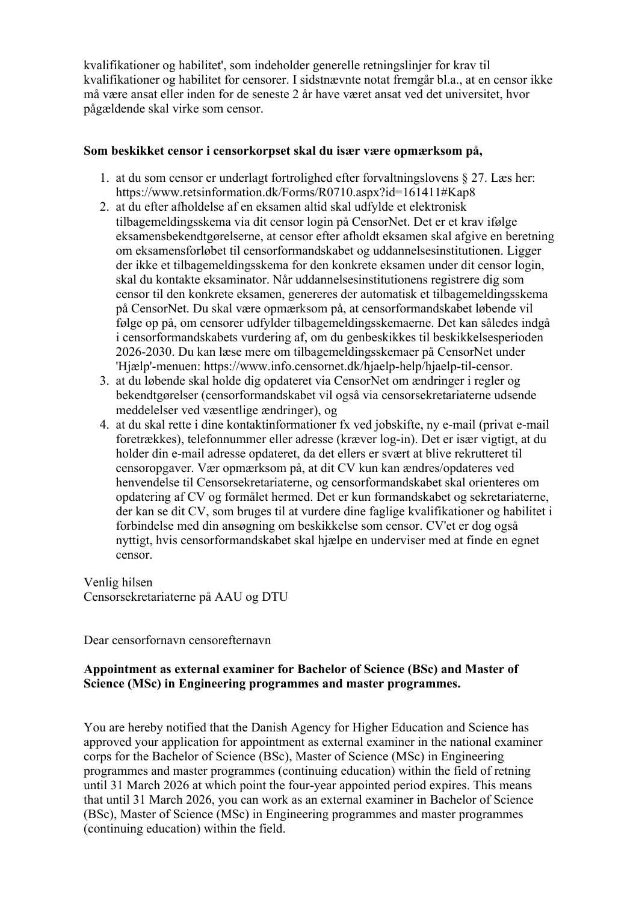kvalifikationer og habilitet', som indeholder generelle retningslinjer for krav til kvalifikationer og habilitet for censorer. I sidstnævnte notat fremgår bl.a., at en censor ikke må være ansat eller inden for de seneste 2 år have været ansat ved det universitet, hvor pågældende skal virke som censor.

**Som beskikket censor i censorkorpset skal du især være opmærksom på,**

1. at du som censor er underlagt fortrolighed efter forvaltningslovens § 27. Læs her: https://www.retsinformation.dk/Forms/R0710.aspx?id=161411#Kap8
2. at du efter afholdelse af en eksamen altid skal udfylde et elektronisk tilbagemeldingsskema via dit censor login på CensorNet. Det er et krav ifølge eksamensbekendtgørelserne, at censor efter afholdt eksamen skal afgive en beretning om eksamensforløbet til censorformandskabet og uddannelsesinstitutionen. Ligger der ikke et tilbagemeldingsskema for den konkrete eksamen under dit censor login, skal du kontakte eksaminator. Når uddannelsesinstitutionens registrere dig som censor til den konkrete eksamen, genereres der automatisk et tilbagemeldingsskema på CensorNet. Du skal være opmærksom på, at censorformandskabet løbende vil følge op på, om censorer udfylder tilbagemeldingsskemaerne. Det kan således indgå i censorformandskabets vurdering af, om du genbeskikkes til beskikkelsesperioden 2026-2030. Du kan læse mere om tilbagemeldingsskemaer på CensorNet under 'Hjælp'-menuen: https://www.info.censornet.dk/hjaelp-help/hjaelp-til-censor.
3. at du løbende skal holde dig opdateret via CensorNet om ændringer i regler og bekendtgørelser (censorformandskabet vil også via censorsekretariaterne udsende meddelelser ved væsentlige ændringer), og
4. at du skal rette i dine kontaktinformationer fx ved jobskifte, ny e-mail (privat e-mail foretrækkes), telefonnummer eller adresse (kræver log-in). Det er især vigtigt, at du holder din e-mail adresse opdateret, da det ellers er svært at blive rekrutteret til censoropgaver. Vær opmærksom på, at dit CV kun kan ændres/opdateres ved henvendelse til Censorsekretariaterne, og censorformandskabet skal orienteres om opdatering af CV og formålet hermed. Det er kun formandskabet og sekretariaterne, der kan se dit CV, som bruges til at vurdere dine faglige kvalifikationer og habilitet i forbindelse med din ansøgning om beskikkelse som censor. CV'et er dog også nyttigt, hvis censorformandskabet skal hjælpe en underviser med at finde en egnet censor.

Venlig hilsen
Censorsekretariaterne på AAU og DTU

Dear censorfornavn censorefternavn

**Appointment as external examiner for Bachelor of Science (BSc) and Master of Science (MSc) in Engineering programmes and master programmes.**

You are hereby notified that the Danish Agency for Higher Education and Science has approved your application for appointment as external examiner in the national examiner corps for the Bachelor of Science (BSc), Master of Science (MSc) in Engineering programmes and master programmes (continuing education) within the field of retning until 31 March 2026 at which point the four-year appointed period expires. This means that until 31 March 2026, you can work as an external examiner in Bachelor of Science (BSc), Master of Science (MSc) in Engineering programmes and master programmes (continuing education) within the field.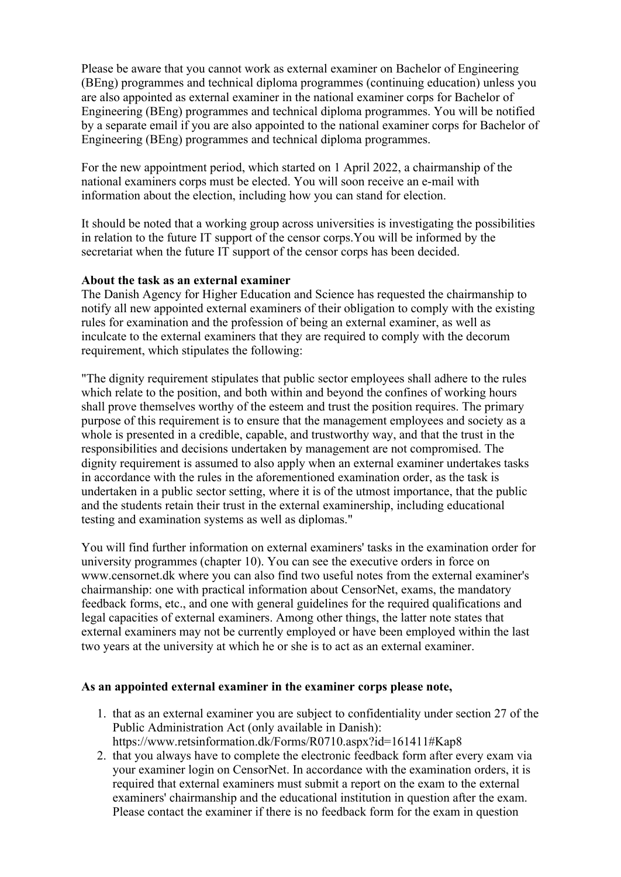Please be aware that you cannot work as external examiner on Bachelor of Engineering (BEng) programmes and technical diploma programmes (continuing education) unless you are also appointed as external examiner in the national examiner corps for Bachelor of Engineering (BEng) programmes and technical diploma programmes. You will be notified by a separate email if you are also appointed to the national examiner corps for Bachelor of Engineering (BEng) programmes and technical diploma programmes.

For the new appointment period, which started on 1 April 2022, a chairmanship of the national examiners corps must be elected. You will soon receive an e-mail with information about the election, including how you can stand for election.

It should be noted that a working group across universities is investigating the possibilities in relation to the future IT support of the censor corps.You will be informed by the secretariat when the future IT support of the censor corps has been decided.

**About the task as an external examiner**

The Danish Agency for Higher Education and Science has requested the chairmanship to notify all new appointed external examiners of their obligation to comply with the existing rules for examination and the profession of being an external examiner, as well as inculcate to the external examiners that they are required to comply with the decorum requirement, which stipulates the following:

"The dignity requirement stipulates that public sector employees shall adhere to the rules which relate to the position, and both within and beyond the confines of working hours shall prove themselves worthy of the esteem and trust the position requires. The primary purpose of this requirement is to ensure that the management employees and society as a whole is presented in a credible, capable, and trustworthy way, and that the trust in the responsibilities and decisions undertaken by management are not compromised. The dignity requirement is assumed to also apply when an external examiner undertakes tasks in accordance with the rules in the aforementioned examination order, as the task is undertaken in a public sector setting, where it is of the utmost importance, that the public and the students retain their trust in the external examinership, including educational testing and examination systems as well as diplomas."

You will find further information on external examiners' tasks in the examination order for university programmes (chapter 10). You can see the executive orders in force on www.censornet.dk where you can also find two useful notes from the external examiner's chairmanship: one with practical information about CensorNet, exams, the mandatory feedback forms, etc., and one with general guidelines for the required qualifications and legal capacities of external examiners. Among other things, the latter note states that external examiners may not be currently employed or have been employed within the last two years at the university at which he or she is to act as an external examiner.

**As an appointed external examiner in the examiner corps please note,**

1. that as an external examiner you are subject to confidentiality under section 27 of the Public Administration Act (only available in Danish): https://www.retsinformation.dk/Forms/R0710.aspx?id=161411#Kap8
2. that you always have to complete the electronic feedback form after every exam via your examiner login on CensorNet. In accordance with the examination orders, it is required that external examiners must submit a report on the exam to the external examiners' chairmanship and the educational institution in question after the exam. Please contact the examiner if there is no feedback form for the exam in question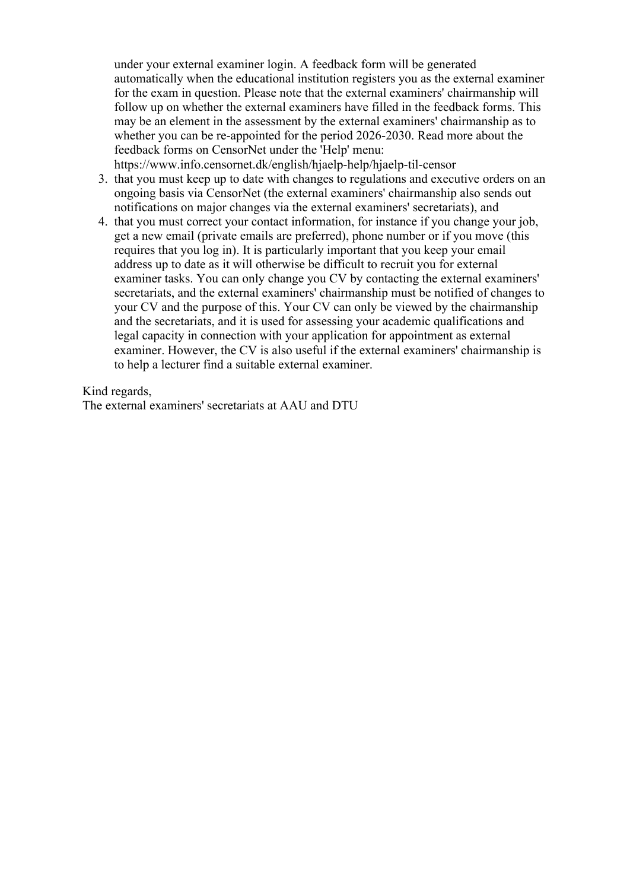under your external examiner login. A feedback form will be generated automatically when the educational institution registers you as the external examiner for the exam in question. Please note that the external examiners' chairmanship will follow up on whether the external examiners have filled in the feedback forms. This may be an element in the assessment by the external examiners' chairmanship as to whether you can be re-appointed for the period 2026-2030. Read more about the feedback forms on CensorNet under the 'Help' menu: https://www.info.censornet.dk/english/hjaelp-help/hjaelp-til-censor

3. that you must keep up to date with changes to regulations and executive orders on an ongoing basis via CensorNet (the external examiners' chairmanship also sends out notifications on major changes via the external examiners' secretariats), and
4. that you must correct your contact information, for instance if you change your job, get a new email (private emails are preferred), phone number or if you move (this requires that you log in). It is particularly important that you keep your email address up to date as it will otherwise be difficult to recruit you for external examiner tasks. You can only change you CV by contacting the external examiners' secretariats, and the external examiners' chairmanship must be notified of changes to your CV and the purpose of this. Your CV can only be viewed by the chairmanship and the secretariats, and it is used for assessing your academic qualifications and legal capacity in connection with your application for appointment as external examiner. However, the CV is also useful if the external examiners' chairmanship is to help a lecturer find a suitable external examiner.

Kind regards,
The external examiners' secretariats at AAU and DTU